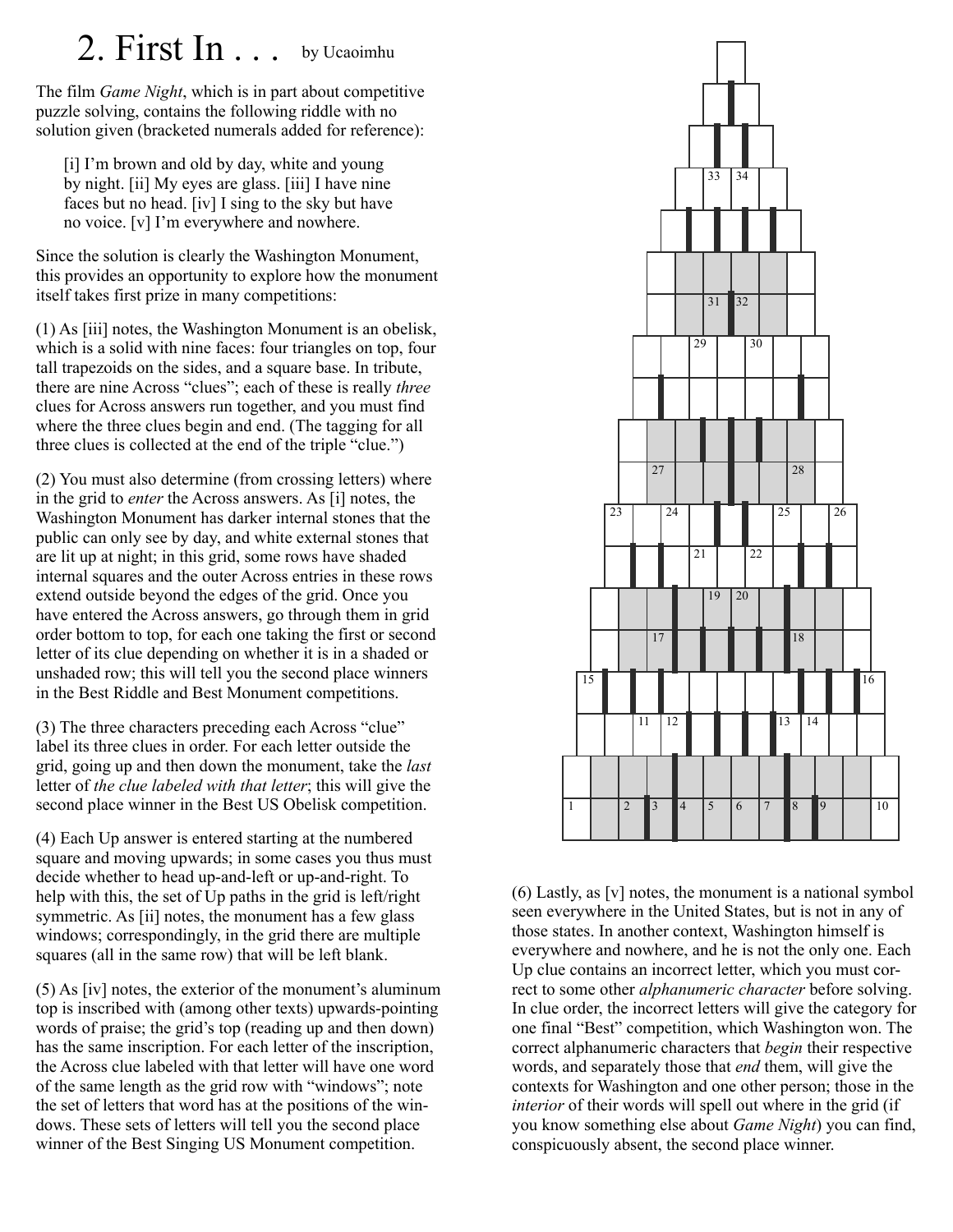# 2. First In . . . by Ucaoimhu

The film *Game Night*, which is in part about competitive puzzle solving, contains the following riddle with no solution given (bracketed numerals added for reference):

> [i] I'm brown and old by day, white and young by night. [ii] My eyes are glass. [iii] I have nine faces but no head. [iv] I sing to the sky but have no voice. [v] I'm everywhere and nowhere.

Since the solution is clearly the Washington Monument, this provides an opportunity to explore how the monument itself takes first prize in many competitions:

(1) As [iii] notes, the Washington Monument is an obelisk, which is a solid with nine faces: four triangles on top, four tall trapezoids on the sides, and a square base. In tribute, there are nine Across "clues"; each of these is really *three* clues for Across answers run together, and you must find where the three clues begin and end. (The tagging for all three clues is collected at the end of the triple "clue.")

(2) You must also determine (from crossing letters) where in the grid to *enter* the Across answers. As [i] notes, the Washington Monument has darker internal stones that the public can only see by day, and white external stones that are lit up at night; in this grid, some rows have shaded internal squares and the outer Across entries in these rows extend outside beyond the edges of the grid. Once you have entered the Across answers, go through them in grid order bottom to top, for each one taking the first or second letter of its clue depending on whether it is in a shaded or unshaded row; this will tell you the second place winners in the Best Riddle and Best Monument competitions.

(3) The three characters preceding each Across "clue" label its three clues in order. For each letter outside the grid, going up and then down the monument, take the *last* letter of *the clue labeled with that letter*; this will give the second place winner in the Best US Obelisk competition.

(4) Each Up answer is entered starting at the numbered square and moving upwards; in some cases you thus must decide whether to head up-and-left or up-and-right. To help with this, the set of Up paths in the grid is left/right symmetric. As [ii] notes, the monument has a few glass windows; correspondingly, in the grid there are multiple squares (all in the same row) that will be left blank.

(5) As [iv] notes, the exterior of the monument's aluminum top is inscribed with (among other texts) upwards-pointing words of praise; the grid's top (reading up and then down) has the same inscription. For each letter of the inscription, the Across clue labeled with that letter will have one word of the same length as the grid row with "windows"; note the set of letters that word has at the positions of the windows. These sets of letters will tell you the second place winner of the Best Singing US Monument competition.

(6) Lastly, as [v] notes, the monument is a national symbol seen everywhere in the United States, but is not in any of those states. In another context, Washington himself is everywhere and nowhere, and he is not the only one. Each Up clue contains an incorrect letter, which you must correct to some other *alphanumeric character* before solving. In clue order, the incorrect letters will give the category for one final "Best" competition, which Washington won. The correct alphanumeric characters that *begin* their respective words, and separately those that *end* them, will give the contexts for Washington and one other person; those in the *interior* of their words will spell out where in the grid (if you know something else about *Game Night*) you can find, conspicuously absent, the second place winner.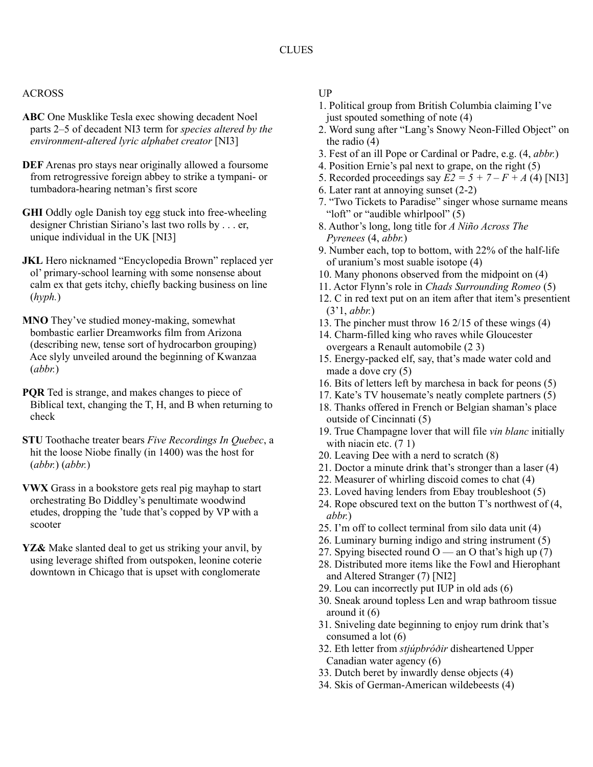# CLUES

## ACROSS

**ABC** One Musklike Tesla exec showing decadent Noel parts 2–5 of decadent NI3 term for *species altered by the environment-altered lyric alphabet creator* [NI3]

**DEF** Arenas pro stays near originally allowed a foursome from retrogressive foreign abbey to strike a tympani- or tumbadora-hearing netman's first score

**GHI** Oddly ogle Danish toy egg stuck into free-wheeling designer Christian Siriano's last two rolls by . . . er, unique individual in the UK [NI3]

**JKL** Hero nicknamed "Encyclopedia Brown" replaced yer ol' primary-school learning with some nonsense about calm ex that gets itchy, chiefly backing business on line (*hyph.*)

**MNO** They've studied money-making, somewhat bombastic earlier Dreamworks film from Arizona (describing new, tense sort of hydrocarbon grouping) Ace slyly unveiled around the beginning of Kwanzaa (*abbr.*)

**PQR** Ted is strange, and makes changes to piece of Biblical text, changing the T, H, and B when returning to check

**STU** Toothache treater bears *Five Recordings In Quebec*, a hit the loose Niobe finally (in 1400) was the host for (*abbr.*) (*abbr.*)

**VWX** Grass in a bookstore gets real pig mayhap to start orchestrating Bo Diddley's penultimate woodwind etudes, dropping the 'tude that's copped by VP with a scooter

**YZ&** Make slanted deal to get us striking your anvil, by using leverage shifted from outspoken, leonine coterie downtown in Chicago that is upset with conglomerate

## UP

1. Political group from British Columbia claiming I've just spouted something of note (4)
2. Word sung after "Lang's Snowy Neon-Filled Object" on the radio (4)
3. Fest of an ill Pope or Cardinal or Padre, e.g. (4, *abbr.*)
4. Position Ernie's pal next to grape, on the right (5)
5. Recorded proceedings say $E2 = 5 + 7 - F + A$ (4) [NI3]
6. Later rant at annoying sunset (2-2)
7. "Two Tickets to Paradise" singer whose surname means "loft" or "audible whirlpool" (5)
8. Author's long, long title for *A Niño Across The Pyrenees* (4, *abbr.*)
9. Number each, top to bottom, with 22% of the half-life of uranium's most suable isotope (4)
10. Many phonons observed from the midpoint on (4)
11. Actor Flynn's role in *Chads Surrounding Romeo* (5)
12. C in red text put on an item after that item's presentient (3'1, *abbr.*)
13. The pincher must throw 16 2/15 of these wings (4)
14. Charm-filled king who raves while Gloucester overgears a Renault automobile (2 3)
15. Energy-packed elf, say, that's made water cold and made a dove cry (5)
16. Bits of letters left by marchesa in back for peons (5)
17. Kate's TV housemate's neatly complete partners (5)
18. Thanks offered in French or Belgian shaman's place outside of Cincinnati (5)
19. True Champagne lover that will file *vin blanc* initially with niacin etc. (7 1)
20. Leaving Dee with a nerd to scratch (8)
21. Doctor a minute drink that's stronger than a laser (4)
22. Measurer of whirling discoid comes to chat (4)
23. Loved having lenders from Ebay troubleshoot (5)
24. Rope obscured text on the button T's northwest of (4, *abbr.*)
25. I'm off to collect terminal from silo data unit (4)
26. Luminary burning indigo and string instrument (5)
27. Spying bisected round O — an O that's high up (7)
28. Distributed more items like the Fowl and Hierophant and Altered Stranger (7) [NI2]
29. Lou can incorrectly put IUP in old ads (6)
30. Sneak around topless Len and wrap bathroom tissue around it (6)
31. Sniveling date beginning to enjoy rum drink that's consumed a lot (6)
32. Eth letter from *stjúpbróðir* disheartened Upper Canadian water agency (6)
33. Dutch beret by inwardly dense objects (4)
34. Skis of German-American wildebeests (4)